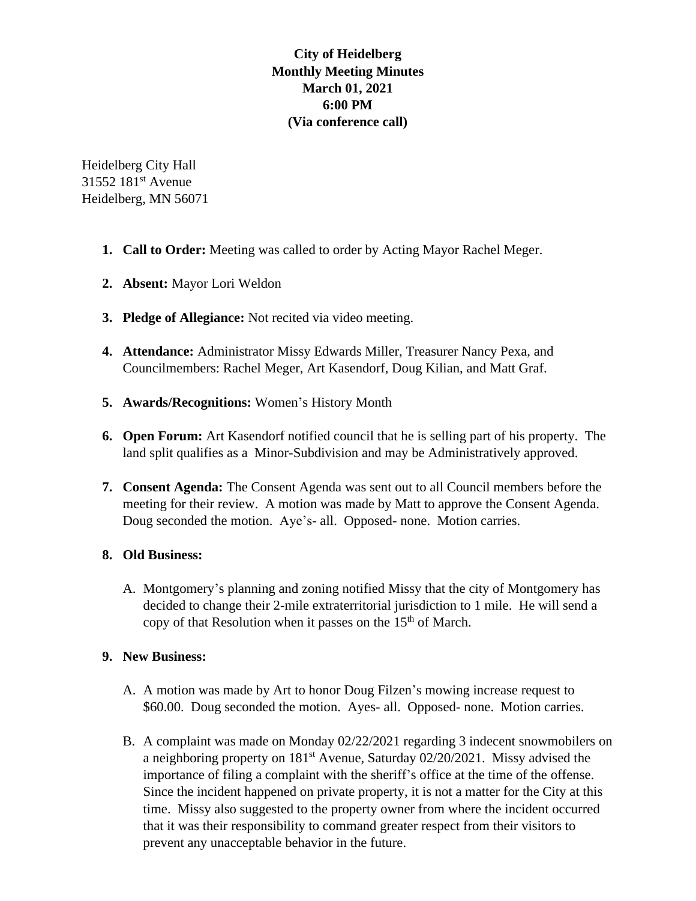**City of Heidelberg**
**Monthly Meeting Minutes**
**March 01, 2021**
**6:00 PM**
**(Via conference call)**

Heidelberg City Hall
31552 181st Avenue
Heidelberg, MN 56071

1. **Call to Order:** Meeting was called to order by Acting Mayor Rachel Meger.

2. **Absent:** Mayor Lori Weldon

3. **Pledge of Allegiance:** Not recited via video meeting.

4. **Attendance:** Administrator Missy Edwards Miller, Treasurer Nancy Pexa, and Councilmembers: Rachel Meger, Art Kasendorf, Doug Kilian, and Matt Graf.

5. **Awards/Recognitions:** Women's History Month

6. **Open Forum:** Art Kasendorf notified council that he is selling part of his property. The land split qualifies as a Minor-Subdivision and may be Administratively approved.

7. **Consent Agenda:** The Consent Agenda was sent out to all Council members before the meeting for their review. A motion was made by Matt to approve the Consent Agenda. Doug seconded the motion. Aye's- all. Opposed- none. Motion carries.

8. **Old Business:**

   A. Montgomery's planning and zoning notified Missy that the city of Montgomery has decided to change their 2-mile extraterritorial jurisdiction to 1 mile. He will send a copy of that Resolution when it passes on the 15th of March.

9. **New Business:**

   A. A motion was made by Art to honor Doug Filzen's mowing increase request to $60.00. Doug seconded the motion. Ayes- all. Opposed- none. Motion carries.

   B. A complaint was made on Monday 02/22/2021 regarding 3 indecent snowmobilers on a neighboring property on 181st Avenue, Saturday 02/20/2021. Missy advised the importance of filing a complaint with the sheriff's office at the time of the offense. Since the incident happened on private property, it is not a matter for the City at this time. Missy also suggested to the property owner from where the incident occurred that it was their responsibility to command greater respect from their visitors to prevent any unacceptable behavior in the future.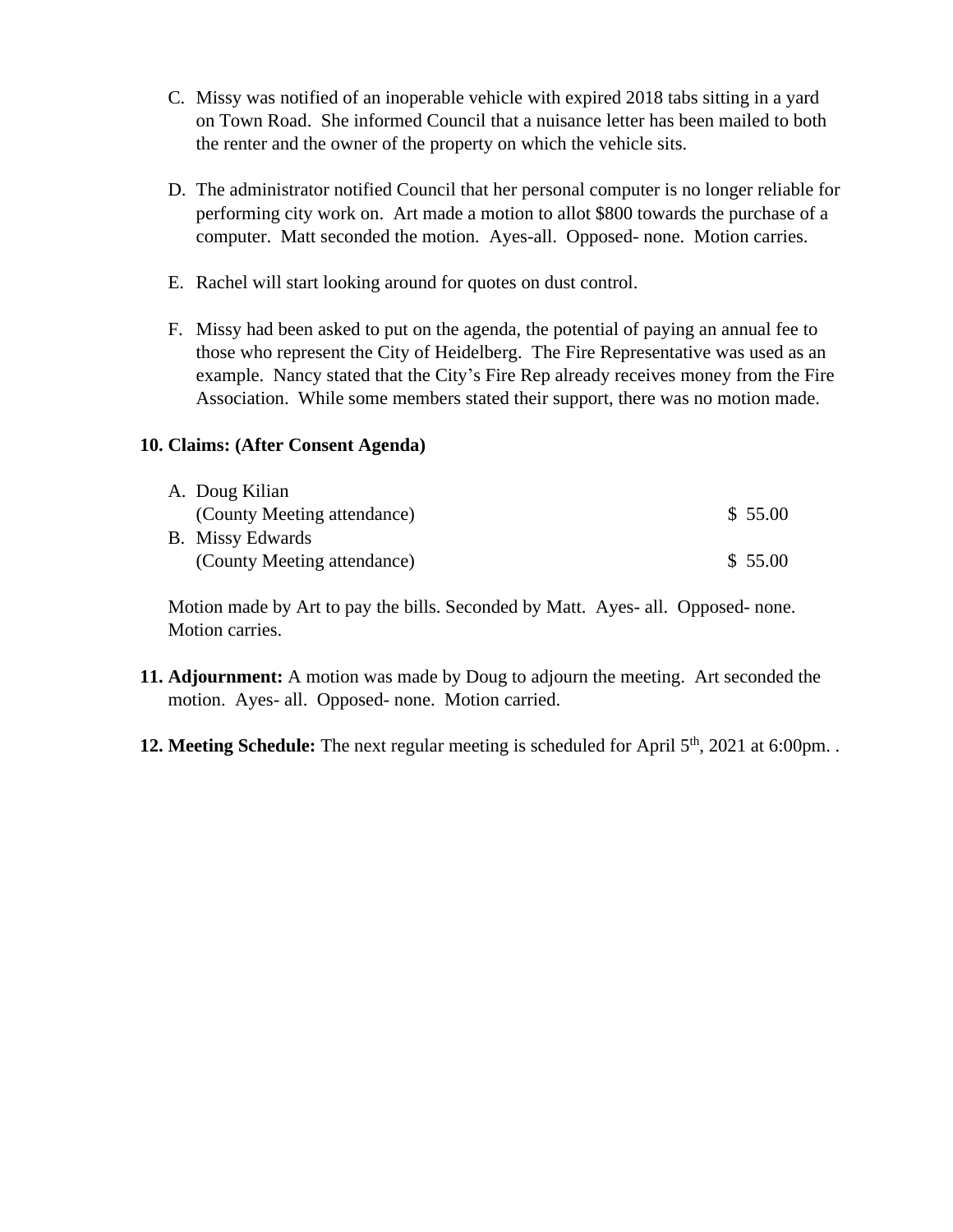C. Missy was notified of an inoperable vehicle with expired 2018 tabs sitting in a yard on Town Road. She informed Council that a nuisance letter has been mailed to both the renter and the owner of the property on which the vehicle sits.

D. The administrator notified Council that her personal computer is no longer reliable for performing city work on. Art made a motion to allot $800 towards the purchase of a computer. Matt seconded the motion. Ayes-all. Opposed- none. Motion carries.

E. Rachel will start looking around for quotes on dust control.

F. Missy had been asked to put on the agenda, the potential of paying an annual fee to those who represent the City of Heidelberg. The Fire Representative was used as an example. Nancy stated that the City's Fire Rep already receives money from the Fire Association. While some members stated their support, there was no motion made.

**10. Claims: (After Consent Agenda)**

| | |
|---|---|
| A. Doug Kilian<br>(County Meeting attendance) | $ 55.00 |
| B. Missy Edwards<br>(County Meeting attendance) | $ 55.00 |

Motion made by Art to pay the bills. Seconded by Matt. Ayes- all. Opposed- none. Motion carries.

**11. Adjournment:** A motion was made by Doug to adjourn the meeting. Art seconded the motion. Ayes- all. Opposed- none. Motion carried.

**12. Meeting Schedule:** The next regular meeting is scheduled for April 5th, 2021 at 6:00pm. .